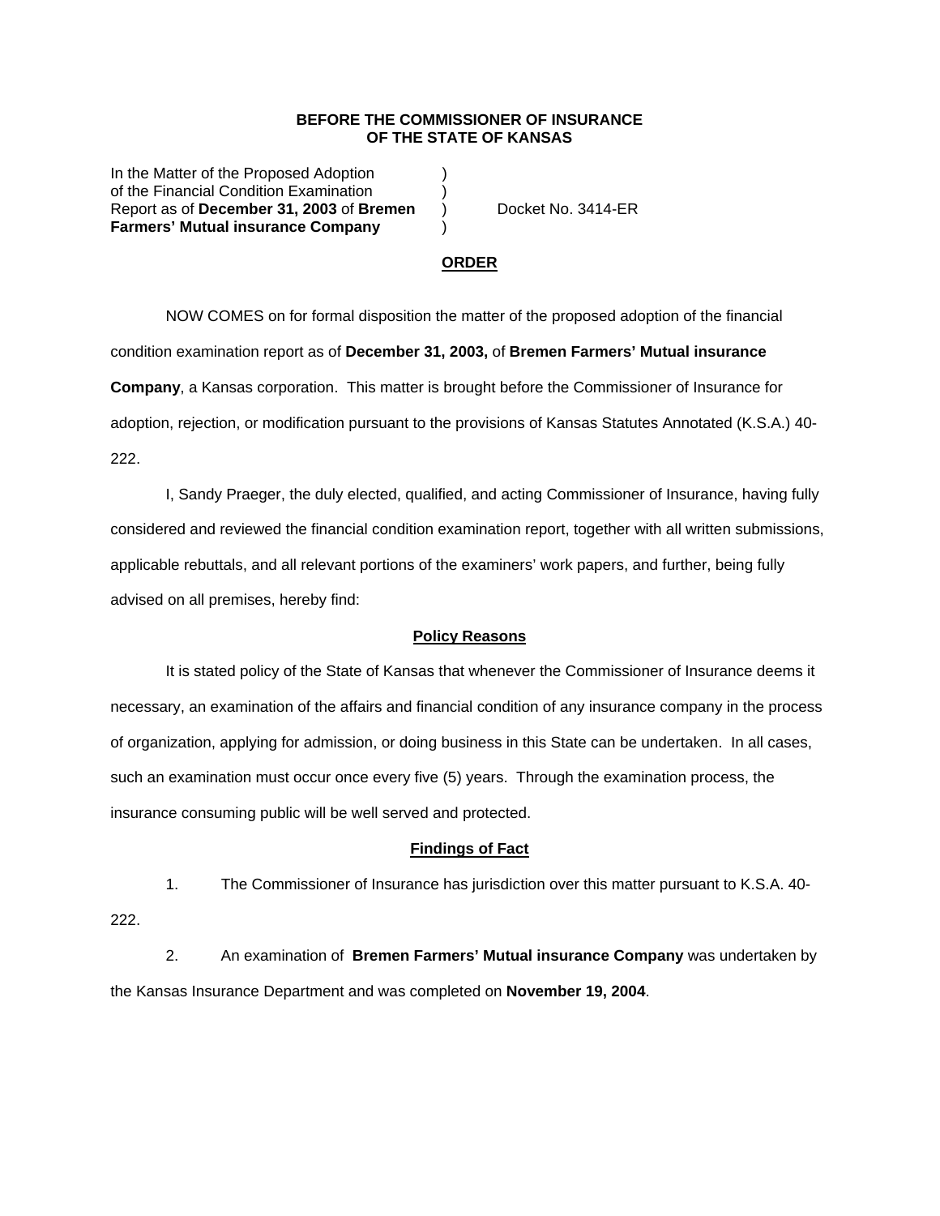**BEFORE THE COMMISSIONER OF INSURANCE**
**OF THE STATE OF KANSAS**

| | | |
|---|---|---|
| In the Matter of the Proposed Adoption of the Financial Condition Examination Report as of **December 31, 2003** of **Bremen Farmers' Mutual insurance Company** | ) ) ) ) | Docket No. 3414-ER |

**ORDER**

NOW COMES on for formal disposition the matter of the proposed adoption of the financial condition examination report as of **December 31, 2003,** of **Bremen Farmers' Mutual insurance Company**, a Kansas corporation. This matter is brought before the Commissioner of Insurance for adoption, rejection, or modification pursuant to the provisions of Kansas Statutes Annotated (K.S.A.) 40-222.

I, Sandy Praeger, the duly elected, qualified, and acting Commissioner of Insurance, having fully considered and reviewed the financial condition examination report, together with all written submissions, applicable rebuttals, and all relevant portions of the examiners' work papers, and further, being fully advised on all premises, hereby find:

**Policy Reasons**

It is stated policy of the State of Kansas that whenever the Commissioner of Insurance deems it necessary, an examination of the affairs and financial condition of any insurance company in the process of organization, applying for admission, or doing business in this State can be undertaken. In all cases, such an examination must occur once every five (5) years. Through the examination process, the insurance consuming public will be well served and protected.

**Findings of Fact**

1. The Commissioner of Insurance has jurisdiction over this matter pursuant to K.S.A. 40-222.

2. An examination of **Bremen Farmers' Mutual insurance Company** was undertaken by the Kansas Insurance Department and was completed on **November 19, 2004**.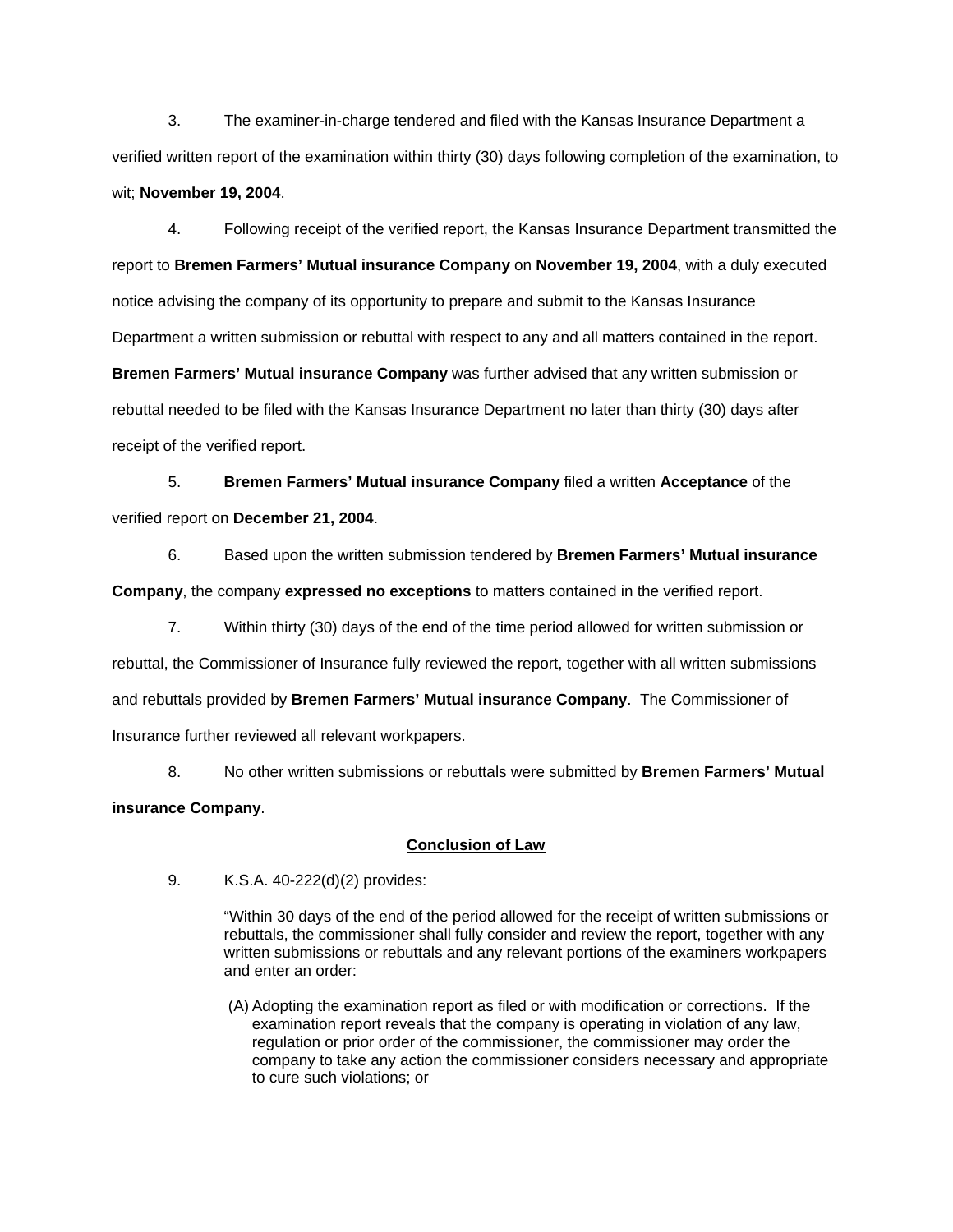3. The examiner-in-charge tendered and filed with the Kansas Insurance Department a verified written report of the examination within thirty (30) days following completion of the examination, to wit; **November 19, 2004**.

4. Following receipt of the verified report, the Kansas Insurance Department transmitted the report to **Bremen Farmers' Mutual insurance Company** on **November 19, 2004**, with a duly executed notice advising the company of its opportunity to prepare and submit to the Kansas Insurance Department a written submission or rebuttal with respect to any and all matters contained in the report. **Bremen Farmers' Mutual insurance Company** was further advised that any written submission or rebuttal needed to be filed with the Kansas Insurance Department no later than thirty (30) days after receipt of the verified report.

5. **Bremen Farmers' Mutual insurance Company** filed a written **Acceptance** of the verified report on **December 21, 2004**.

6. Based upon the written submission tendered by **Bremen Farmers' Mutual insurance Company**, the company **expressed no exceptions** to matters contained in the verified report.

7. Within thirty (30) days of the end of the time period allowed for written submission or rebuttal, the Commissioner of Insurance fully reviewed the report, together with all written submissions and rebuttals provided by **Bremen Farmers' Mutual insurance Company**. The Commissioner of Insurance further reviewed all relevant workpapers.

8. No other written submissions or rebuttals were submitted by **Bremen Farmers' Mutual insurance Company**.

## Conclusion of Law

9. K.S.A. 40-222(d)(2) provides:

> "Within 30 days of the end of the period allowed for the receipt of written submissions or rebuttals, the commissioner shall fully consider and review the report, together with any written submissions or rebuttals and any relevant portions of the examiners workpapers and enter an order:
>
> (A) Adopting the examination report as filed or with modification or corrections. If the examination report reveals that the company is operating in violation of any law, regulation or prior order of the commissioner, the commissioner may order the company to take any action the commissioner considers necessary and appropriate to cure such violations; or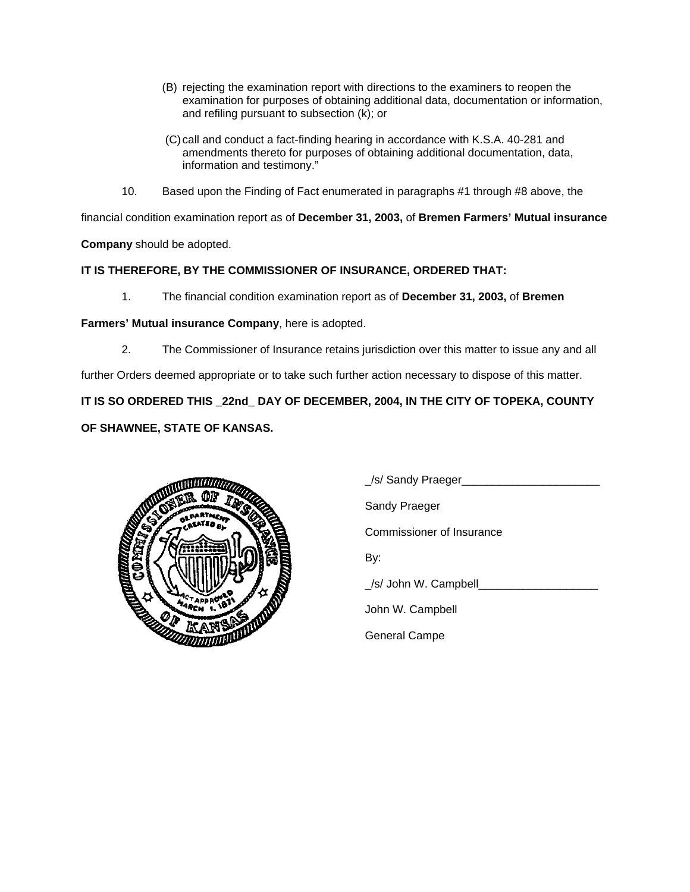(B) rejecting the examination report with directions to the examiners to reopen the examination for purposes of obtaining additional data, documentation or information, and refiling pursuant to subsection (k); or

(C) call and conduct a fact-finding hearing in accordance with K.S.A. 40-281 and amendments thereto for purposes of obtaining additional documentation, data, information and testimony."

10. Based upon the Finding of Fact enumerated in paragraphs #1 through #8 above, the financial condition examination report as of **December 31, 2003,** of **Bremen Farmers' Mutual insurance Company** should be adopted.

**IT IS THEREFORE, BY THE COMMISSIONER OF INSURANCE, ORDERED THAT:**

1. The financial condition examination report as of **December 31, 2003,** of **Bremen Farmers' Mutual insurance Company**, here is adopted.

2. The Commissioner of Insurance retains jurisdiction over this matter to issue any and all further Orders deemed appropriate or to take such further action necessary to dispose of this matter.

**IT IS SO ORDERED THIS _22nd_ DAY OF DECEMBER, 2004, IN THE CITY OF TOPEKA, COUNTY OF SHAWNEE, STATE OF KANSAS.**

_/s/ Sandy Praeger______________________

Sandy Praeger

Commissioner of Insurance

By:

_/s/ John W. Campbell___________________

John W. Campbell

General Campe